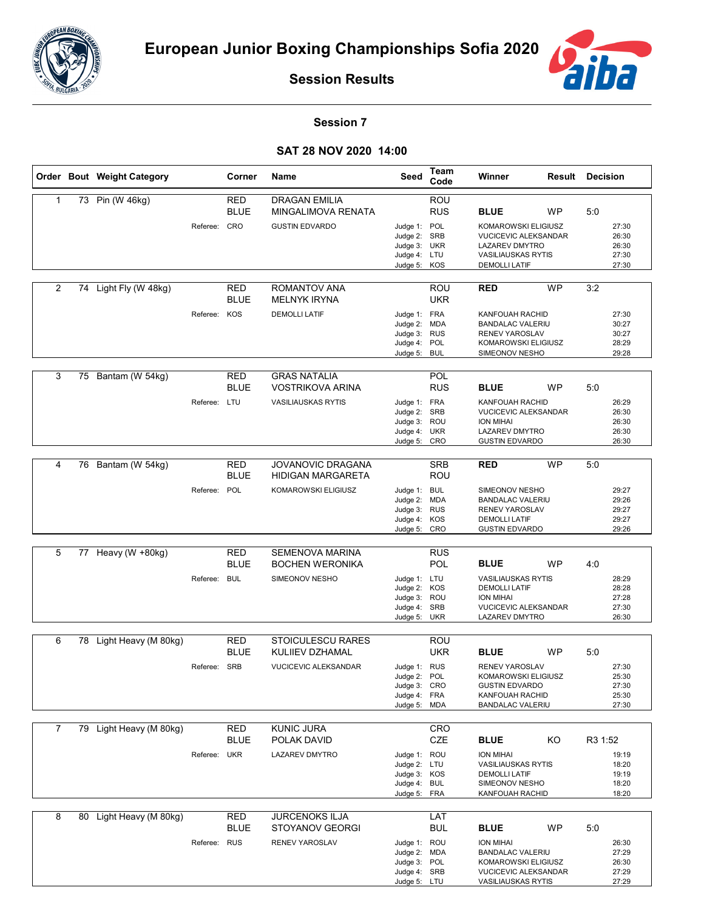# European Junior Boxing Championships Sofia 2020

## Session Results

### Session 7

### SAT 28 NOV 2020 14:00

| Order | Bout | Weight Category | Corner | Name | Seed | Team Code | Winner | Result | Decision |
|---|---|---|---|---|---|---|---|---|---|
| 1 | 73 | Pin (W 46kg) | RED | DRAGAN EMILIA | | ROU | | | |
| | | | BLUE | MINGALIMOVA RENATA | | RUS | BLUE | WP | 5:0 |
| | | Referee: | CRO | GUSTIN EDVARDO | Judge 1: | POL | KOMAROWSKI ELIGIUSZ | | 27:30 |
| | | | | | Judge 2: | SRB | VUCICEVIC ALEKSANDAR | | 26:30 |
| | | | | | Judge 3: | UKR | LAZAREV DMYTRO | | 26:30 |
| | | | | | Judge 4: | LTU | VASILIAUSKAS RYTIS | | 27:30 |
| | | | | | Judge 5: | KOS | DEMOLLI LATIF | | 27:30 |
| 2 | 74 | Light Fly (W 48kg) | RED | ROMANTOV ANA | | ROU | RED | WP | 3:2 |
| | | | BLUE | MELNYK IRYNA | | UKR | | | |
| | | Referee: | KOS | DEMOLLI LATIF | Judge 1: | FRA | KANFOUAH RACHID | | 27:30 |
| | | | | | Judge 2: | MDA | BANDALAC VALERIU | | 30:27 |
| | | | | | Judge 3: | RUS | RENEV YAROSLAV | | 30:27 |
| | | | | | Judge 4: | POL | KOMAROWSKI ELIGIUSZ | | 28:29 |
| | | | | | Judge 5: | BUL | SIMEONOV NESHO | | 29:28 |
| 3 | 75 | Bantam (W 54kg) | RED | GRAS NATALIA | | POL | | | |
| | | | BLUE | VOSTRIKOVA ARINA | | RUS | BLUE | WP | 5:0 |
| | | Referee: | LTU | VASILIAUSKAS RYTIS | Judge 1: | FRA | KANFOUAH RACHID | | 26:29 |
| | | | | | Judge 2: | SRB | VUCICEVIC ALEKSANDAR | | 26:30 |
| | | | | | Judge 3: | ROU | ION MIHAI | | 26:30 |
| | | | | | Judge 4: | UKR | LAZAREV DMYTRO | | 26:30 |
| | | | | | Judge 5: | CRO | GUSTIN EDVARDO | | 26:30 |
| 4 | 76 | Bantam (W 54kg) | RED | JOVANOVIC DRAGANA | | SRB | RED | WP | 5:0 |
| | | | BLUE | HIDIGAN MARGARETA | | ROU | | | |
| | | Referee: | POL | KOMAROWSKI ELIGIUSZ | Judge 1: | BUL | SIMEONOV NESHO | | 29:27 |
| | | | | | Judge 2: | MDA | BANDALAC VALERIU | | 29:26 |
| | | | | | Judge 3: | RUS | RENEV YAROSLAV | | 29:27 |
| | | | | | Judge 4: | KOS | DEMOLLI LATIF | | 29:27 |
| | | | | | Judge 5: | CRO | GUSTIN EDVARDO | | 29:26 |
| 5 | 77 | Heavy (W +80kg) | RED | SEMENOVA MARINA | | RUS | | | |
| | | | BLUE | BOCHEN WERONIKA | | POL | BLUE | WP | 4:0 |
| | | Referee: | BUL | SIMEONOV NESHO | Judge 1: | LTU | VASILIAUSKAS RYTIS | | 28:29 |
| | | | | | Judge 2: | KOS | DEMOLLI LATIF | | 28:28 |
| | | | | | Judge 3: | ROU | ION MIHAI | | 27:28 |
| | | | | | Judge 4: | SRB | VUCICEVIC ALEKSANDAR | | 27:30 |
| | | | | | Judge 5: | UKR | LAZAREV DMYTRO | | 26:30 |
| 6 | 78 | Light Heavy (M 80kg) | RED | STOICULESCU RARES | | ROU | | | |
| | | | BLUE | KULIIEV DZHAMAL | | UKR | BLUE | WP | 5:0 |
| | | Referee: | SRB | VUCICEVIC ALEKSANDAR | Judge 1: | RUS | RENEV YAROSLAV | | 27:30 |
| | | | | | Judge 2: | POL | KOMAROWSKI ELIGIUSZ | | 25:30 |
| | | | | | Judge 3: | CRO | GUSTIN EDVARDO | | 27:30 |
| | | | | | Judge 4: | FRA | KANFOUAH RACHID | | 25:30 |
| | | | | | Judge 5: | MDA | BANDALAC VALERIU | | 27:30 |
| 7 | 79 | Light Heavy (M 80kg) | RED | KUNIC JURA | | CRO | | | |
| | | | BLUE | POLAK DAVID | | CZE | BLUE | KO | R3 1:52 |
| | | Referee: | UKR | LAZAREV DMYTRO | Judge 1: | ROU | ION MIHAI | | 19:19 |
| | | | | | Judge 2: | LTU | VASILIAUSKAS RYTIS | | 18:20 |
| | | | | | Judge 3: | KOS | DEMOLLI LATIF | | 19:19 |
| | | | | | Judge 4: | BUL | SIMEONOV NESHO | | 18:20 |
| | | | | | Judge 5: | FRA | KANFOUAH RACHID | | 18:20 |
| 8 | 80 | Light Heavy (M 80kg) | RED | JURCENOKS ILJA | | LAT | | | |
| | | | BLUE | STOYANOV GEORGI | | BUL | BLUE | WP | 5:0 |
| | | Referee: | RUS | RENEV YAROSLAV | Judge 1: | ROU | ION MIHAI | | 26:30 |
| | | | | | Judge 2: | MDA | BANDALAC VALERIU | | 27:29 |
| | | | | | Judge 3: | POL | KOMAROWSKI ELIGIUSZ | | 26:30 |
| | | | | | Judge 4: | SRB | VUCICEVIC ALEKSANDAR | | 27:29 |
| | | | | | Judge 5: | LTU | VASILIAUSKAS RYTIS | | 27:29 |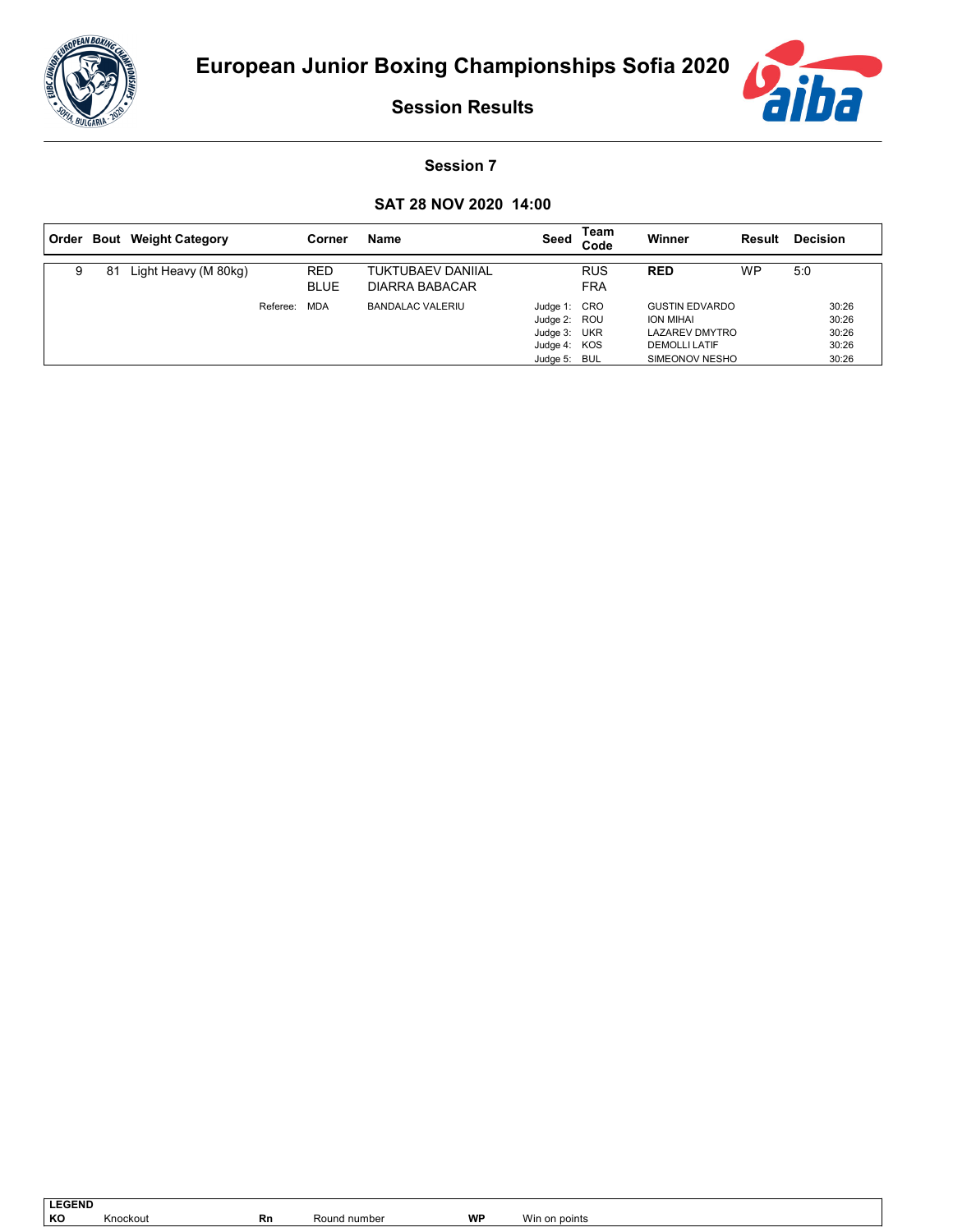# European Junior Boxing Championships Sofia 2020

## Session Results

### Session 7

### SAT 28 NOV 2020 14:00

| Order | Bout | Weight Category | Corner | Name | Seed | Team Code | Winner | Result | Decision |
|---|---|---|---|---|---|---|---|---|---|
| 9 | 81 | Light Heavy (M 80kg) | RED | TUKTUBAEV DANIIAL | | RUS | **RED** | WP | 5:0 |
| | | | BLUE | DIARRA BABACAR | | FRA | | | |
| | | Referee: | MDA | BANDALAC VALERIU | Judge 1: | CRO | GUSTIN EDVARDO | | 30:26 |
| | | | | | Judge 2: | ROU | ION MIHAI | | 30:26 |
| | | | | | Judge 3: | UKR | LAZAREV DMYTRO | | 30:26 |
| | | | | | Judge 4: | KOS | DEMOLLI LATIF | | 30:26 |
| | | | | | Judge 5: | BUL | SIMEONOV NESHO | | 30:26 |

**LEGEND**

| | | | | | |
|---|---|---|---|---|---|
| **KO** | Knockout | **Rn** | Round number | **WP** | Win on points |